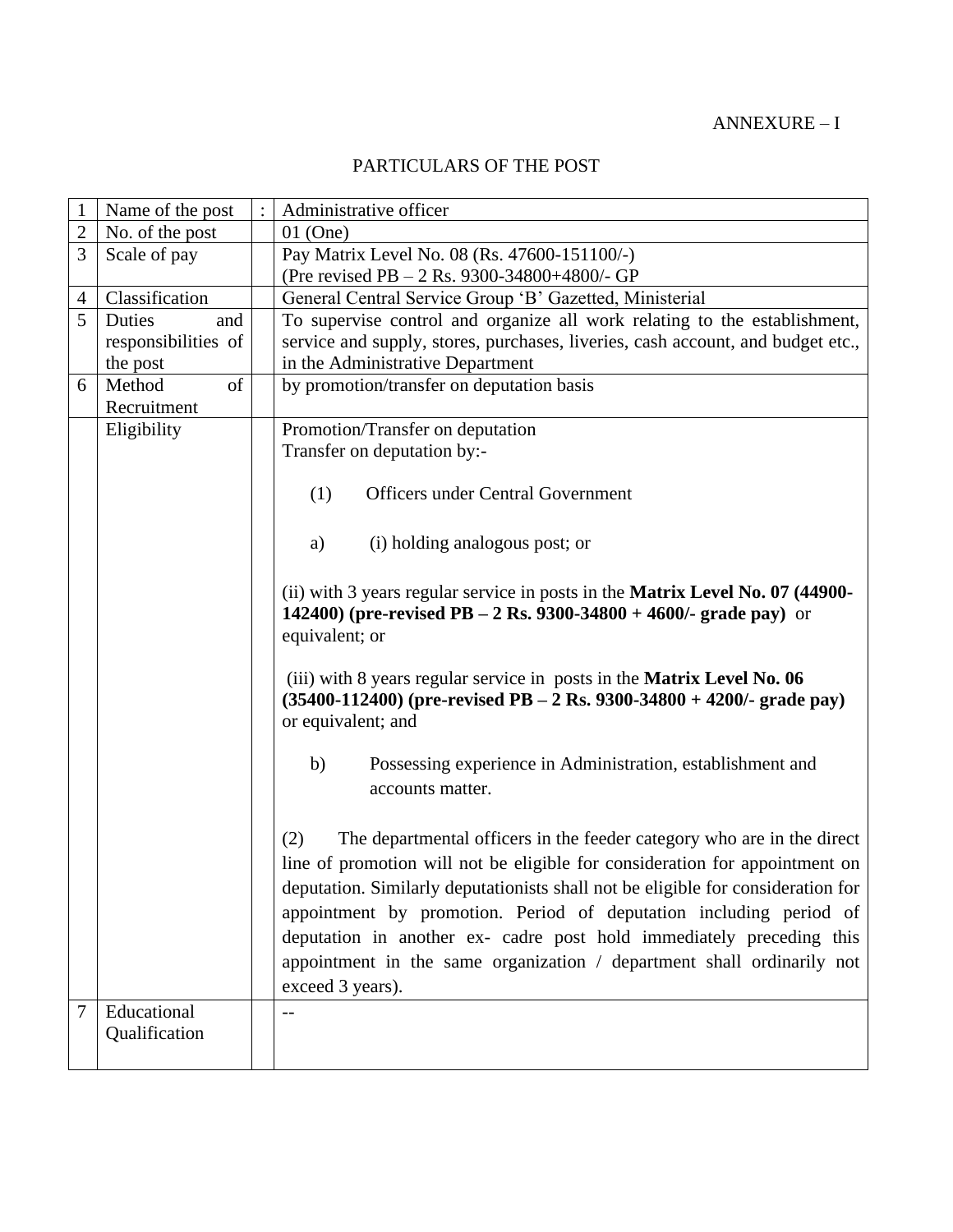ANNEXURE – I

# PARTICULARS OF THE POST

| 1 | Name of the post | : | Administrative officer |
|---|---|---|---|
| 2 | No. of the post | | 01 (One) |
| 3 | Scale of pay | | Pay Matrix Level No. 08 (Rs. 47600-151100/-)<br>(Pre revised PB – 2 Rs. 9300-34800+4800/- GP |
| 4 | Classification | | General Central Service Group 'B' Gazetted, Ministerial |
| 5 | Duties and responsibilities of the post | | To supervise control and organize all work relating to the establishment, service and supply, stores, purchases, liveries, cash account, and budget etc., in the Administrative Department |
| 6 | Method of Recruitment | | by promotion/transfer on deputation basis |
| | Eligibility | | Promotion/Transfer on deputation<br>Transfer on deputation by:-<br><br>(1) Officers under Central Government<br><br>a) (i) holding analogous post; or<br><br>(ii) with 3 years regular service in posts in the **Matrix Level No. 07 (44900-142400) (pre-revised PB – 2 Rs. 9300-34800 + 4600/- grade pay)** or equivalent; or<br><br>(iii) with 8 years regular service in posts in the **Matrix Level No. 06 (35400-112400) (pre-revised PB – 2 Rs. 9300-34800 + 4200/- grade pay)** or equivalent; and<br><br>b) Possessing experience in Administration, establishment and accounts matter.<br><br>(2) The departmental officers in the feeder category who are in the direct line of promotion will not be eligible for consideration for appointment on deputation. Similarly deputationists shall not be eligible for consideration for appointment by promotion. Period of deputation including period of deputation in another ex- cadre post hold immediately preceding this appointment in the same organization / department shall ordinarily not exceed 3 years). |
| 7 | Educational Qualification | | -- |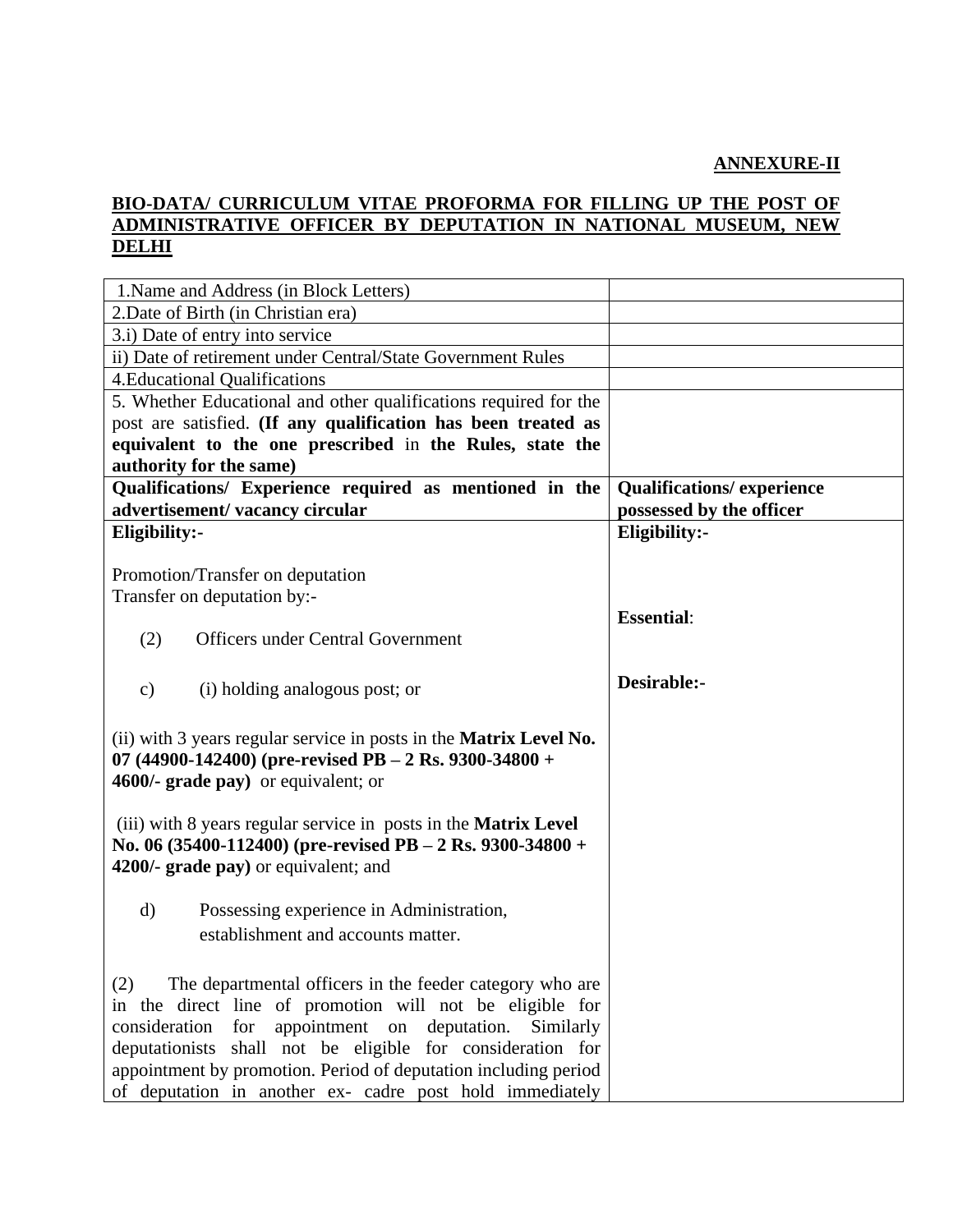**ANNEXURE-II**

**BIO-DATA/ CURRICULUM VITAE PROFORMA FOR FILLING UP THE POST OF ADMINISTRATIVE OFFICER BY DEPUTATION IN NATIONAL MUSEUM, NEW DELHI**

| | |
|---|---|
| 1.Name and Address (in Block Letters) | |
| 2.Date of Birth (in Christian era) | |
| 3.i) Date of entry into service | |
| ii) Date of retirement under Central/State Government Rules | |
| 4.Educational Qualifications | |
| 5. Whether Educational and other qualifications required for the post are satisfied. **(If any qualification has been treated as equivalent to the one prescribed** in **the Rules, state the authority for the same)** | |
| **Qualifications/ Experience required as mentioned in the advertisement/ vacancy circular** | **Qualifications/ experience possessed by the officer** |
| **Eligibility:-**<br><br>Promotion/Transfer on deputation<br>Transfer on deputation by:-<br><br>(2) Officers under Central Government<br><br>c) (i) holding analogous post; or<br><br>(ii) with 3 years regular service in posts in the **Matrix Level No. 07 (44900-142400) (pre-revised PB – 2 Rs. 9300-34800 + 4600/- grade pay)** or equivalent; or<br><br>(iii) with 8 years regular service in posts in the **Matrix Level No. 06 (35400-112400) (pre-revised PB – 2 Rs. 9300-34800 + 4200/- grade pay)** or equivalent; and<br><br>d) Possessing experience in Administration, establishment and accounts matter.<br><br>(2) The departmental officers in the feeder category who are in the direct line of promotion will not be eligible for consideration for appointment on deputation. Similarly deputationists shall not be eligible for consideration for appointment by promotion. Period of deputation including period of deputation in another ex- cadre post hold immediately | **Eligibility:-**<br><br>**Essential**:<br><br>**Desirable:-** |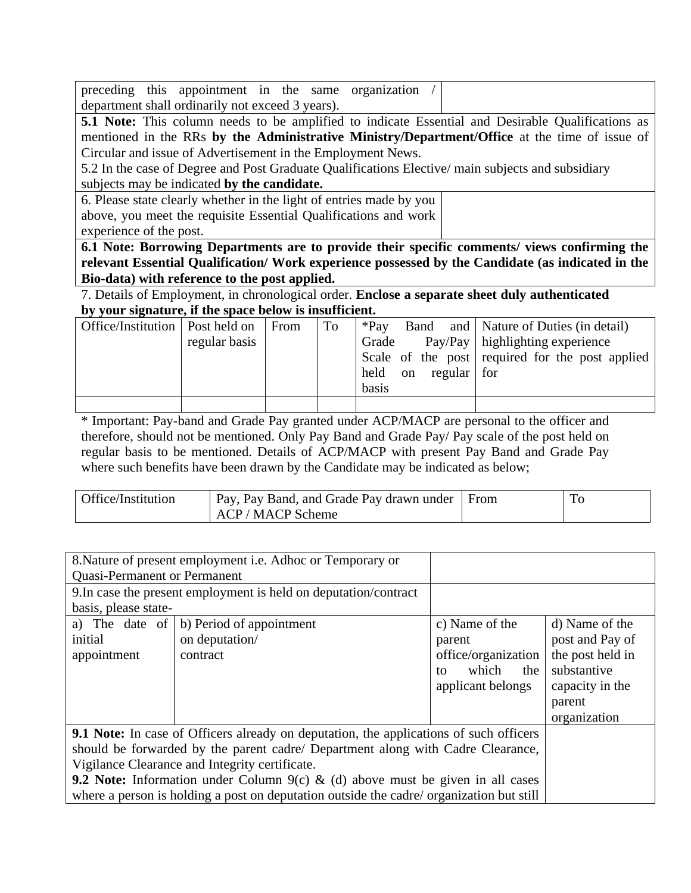| preceding this appointment in the same organization / department shall ordinarily not exceed 3 years). | |
|---|---|

**5.1 Note:** This column needs to be amplified to indicate Essential and Desirable Qualifications as mentioned in the RRs **by the Administrative Ministry/Department/Office** at the time of issue of Circular and issue of Advertisement in the Employment News.

5.2 In the case of Degree and Post Graduate Qualifications Elective/ main subjects and subsidiary subjects may be indicated **by the candidate.**

| 6. Please state clearly whether in the light of entries made by you above, you meet the requisite Essential Qualifications and work experience of the post. | |
|---|---|

**6.1 Note: Borrowing Departments are to provide their specific comments/ views confirming the relevant Essential Qualification/ Work experience possessed by the Candidate (as indicated in the Bio-data) with reference to the post applied.**

7. Details of Employment, in chronological order. **Enclose a separate sheet duly authenticated by your signature, if the space below is insufficient.**

| Office/Institution | Post held on regular basis | From | To | *Pay Band and Grade Pay/Pay Scale of the post held on regular basis | Nature of Duties (in detail) highlighting experience required for the post applied for |
|---|---|---|---|---|---|
| | | | | | |

* Important: Pay-band and Grade Pay granted under ACP/MACP are personal to the officer and therefore, should not be mentioned. Only Pay Band and Grade Pay/ Pay scale of the post held on regular basis to be mentioned. Details of ACP/MACP with present Pay Band and Grade Pay where such benefits have been drawn by the Candidate may be indicated as below;

| Office/Institution | Pay, Pay Band, and Grade Pay drawn under ACP / MACP Scheme | From | To |
|---|---|---|---|

| 8.Nature of present employment i.e. Adhoc or Temporary or Quasi-Permanent or Permanent | |
|---|---|
| 9.In case the present employment is held on deputation/contract basis, please state- | |

| a) The date of initial appointment | b) Period of appointment on deputation/ contract | c) Name of the parent office/organization to which the applicant belongs | d) Name of the post and Pay of the post held in substantive capacity in the parent organization |
|---|---|---|---|

| **9.1 Note:** In case of Officers already on deputation, the applications of such officers should be forwarded by the parent cadre/ Department along with Cadre Clearance, Vigilance Clearance and Integrity certificate.<br>**9.2 Note:** Information under Column 9(c) & (d) above must be given in all cases where a person is holding a post on deputation outside the cadre/ organization but still | |
|---|---|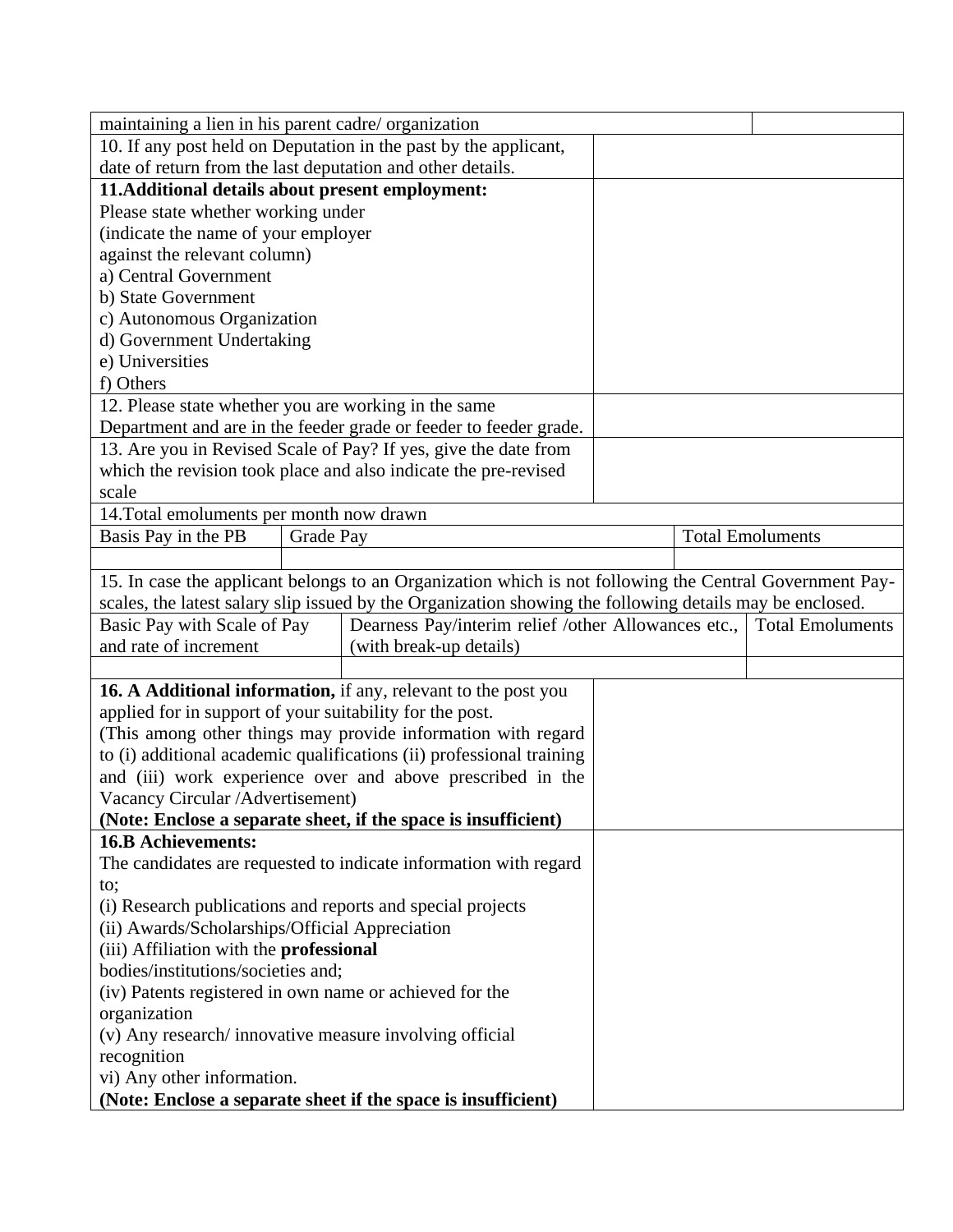| maintaining a lien in his parent cadre/ organization | | | |
|---|---|---|---|
| 10. If any post held on Deputation in the past by the applicant, date of return from the last deputation and other details. | | | |
| **11.Additional details about present employment:**<br>Please state whether working under<br>(indicate the name of your employer against the relevant column)<br>a) Central Government<br>b) State Government<br>c) Autonomous Organization<br>d) Government Undertaking<br>e) Universities<br>f) Others | | | |
| 12. Please state whether you are working in the same Department and are in the feeder grade or feeder to feeder grade. | | | |
| 13. Are you in Revised Scale of Pay? If yes, give the date from which the revision took place and also indicate the pre-revised scale | | | |

| 14.Total emoluments per month now drawn | | |
|---|---|---|
| Basis Pay in the PB | Grade Pay | Total Emoluments |
| | | |

| 15. In case the applicant belongs to an Organization which is not following the Central Government Pay-scales, the latest salary slip issued by the Organization showing the following details may be enclosed. | | |
|---|---|---|
| Basic Pay with Scale of Pay and rate of increment | Dearness Pay/interim relief /other Allowances etc., (with break-up details) | Total Emoluments |
| | | |

| **16. A Additional information,** if any, relevant to the post you applied for in support of your suitability for the post.<br>(This among other things may provide information with regard to (i) additional academic qualifications (ii) professional training and (iii) work experience over and above prescribed in the Vacancy Circular /Advertisement)<br>**(Note: Enclose a separate sheet, if the space is insufficient)** | |
|---|---|
| **16.B Achievements:**<br>The candidates are requested to indicate information with regard to;<br>(i) Research publications and reports and special projects<br>(ii) Awards/Scholarships/Official Appreciation<br>(iii) Affiliation with the **professional** bodies/institutions/societies and;<br>(iv) Patents registered in own name or achieved for the organization<br>(v) Any research/ innovative measure involving official recognition<br>vi) Any other information.<br>**(Note: Enclose a separate sheet if the space is insufficient)** | |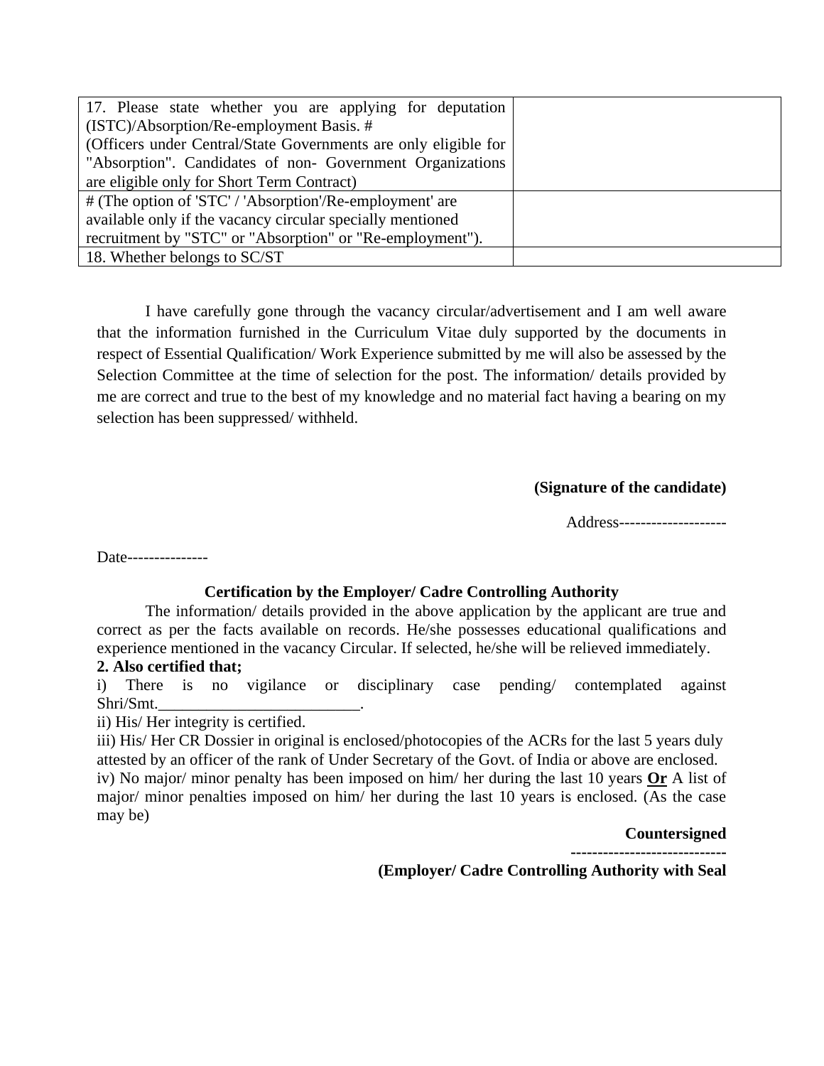| | |
|---|---|
| 17. Please state whether you are applying for deputation (ISTC)/Absorption/Re-employment Basis. # (Officers under Central/State Governments are only eligible for "Absorption". Candidates of non- Government Organizations are eligible only for Short Term Contract) | |
| # (The option of 'STC' / 'Absorption'/Re-employment' are available only if the vacancy circular specially mentioned recruitment by "STC" or "Absorption" or "Re-employment"). | |
| 18. Whether belongs to SC/ST | |

I have carefully gone through the vacancy circular/advertisement and I am well aware that the information furnished in the Curriculum Vitae duly supported by the documents in respect of Essential Qualification/ Work Experience submitted by me will also be assessed by the Selection Committee at the time of selection for the post. The information/ details provided by me are correct and true to the best of my knowledge and no material fact having a bearing on my selection has been suppressed/ withheld.

**(Signature of the candidate)**

Address--------------------

Date---------------

**Certification by the Employer/ Cadre Controlling Authority**

The information/ details provided in the above application by the applicant are true and correct as per the facts available on records. He/she possesses educational qualifications and experience mentioned in the vacancy Circular. If selected, he/she will be relieved immediately.

**2. Also certified that;**

i) There is no vigilance or disciplinary case pending/ contemplated against Shri/Smt.__________________________.

ii) His/ Her integrity is certified.

iii) His/ Her CR Dossier in original is enclosed/photocopies of the ACRs for the last 5 years duly attested by an officer of the rank of Under Secretary of the Govt. of India or above are enclosed.

iv) No major/ minor penalty has been imposed on him/ her during the last 10 years **Or** A list of major/ minor penalties imposed on him/ her during the last 10 years is enclosed. (As the case may be)

**Countersigned**

**-----------------------------**

**(Employer/ Cadre Controlling Authority with Seal**